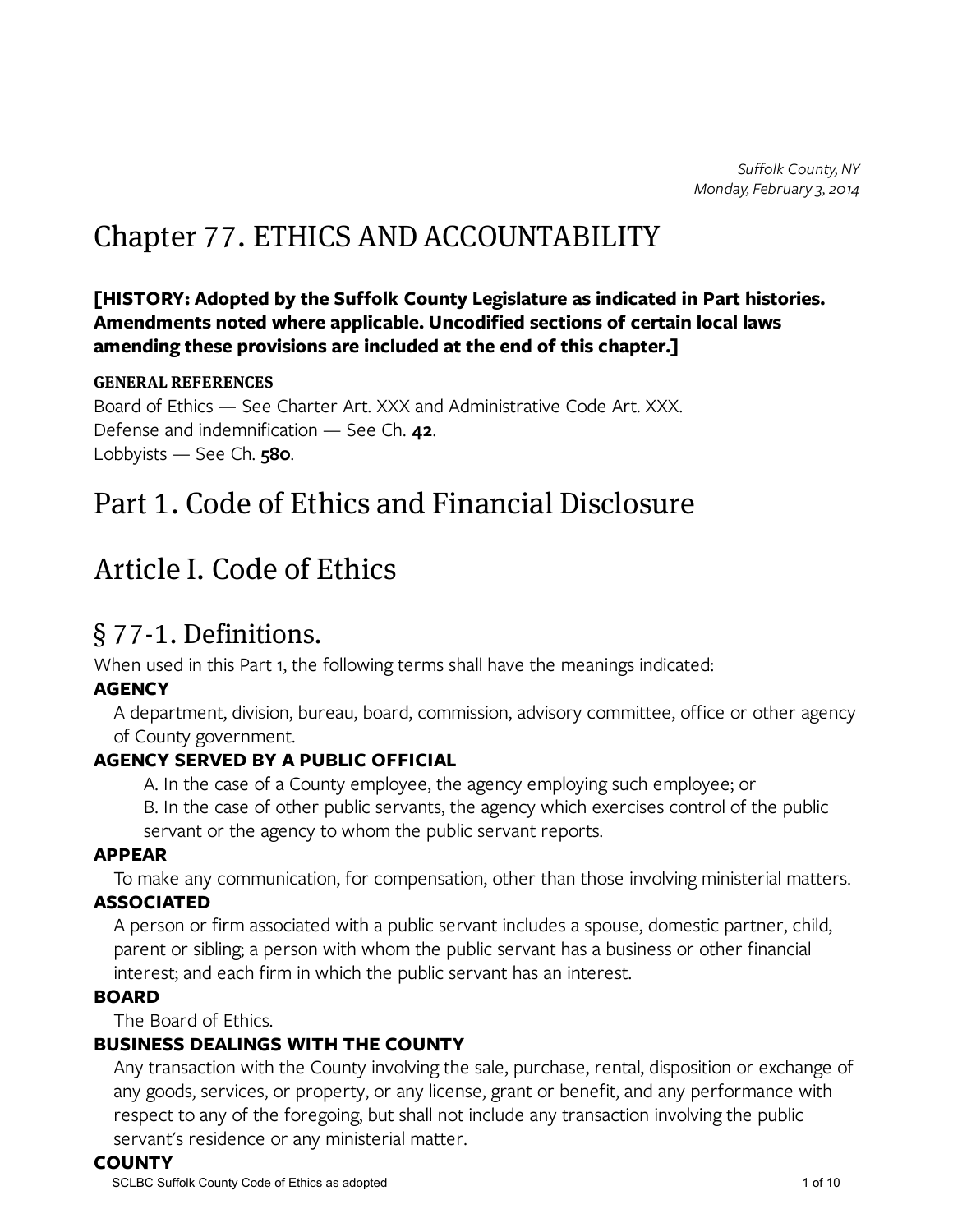*Suffolk County, NY*
*Monday, February 3, 2014*

# Chapter 77. ETHICS AND ACCOUNTABILITY

**[HISTORY: Adopted by the Suffolk County Legislature as indicated in Part histories. Amendments noted where applicable. Uncodified sections of certain local laws amending these provisions are included at the end of this chapter.]**

**GENERAL REFERENCES**

Board of Ethics — See Charter Art. XXX and Administrative Code Art. XXX.
Defense and indemnification — See Ch. **42**.
Lobbyists — See Ch. **580**.

# Part 1. Code of Ethics and Financial Disclosure

# Article I. Code of Ethics

## § 77-1. Definitions.

When used in this Part 1, the following terms shall have the meanings indicated:

**AGENCY**

A department, division, bureau, board, commission, advisory committee, office or other agency of County government.

**AGENCY SERVED BY A PUBLIC OFFICIAL**

A. In the case of a County employee, the agency employing such employee; or

B. In the case of other public servants, the agency which exercises control of the public servant or the agency to whom the public servant reports.

**APPEAR**

To make any communication, for compensation, other than those involving ministerial matters.

**ASSOCIATED**

A person or firm associated with a public servant includes a spouse, domestic partner, child, parent or sibling; a person with whom the public servant has a business or other financial interest; and each firm in which the public servant has an interest.

**BOARD**

The Board of Ethics.

**BUSINESS DEALINGS WITH THE COUNTY**

Any transaction with the County involving the sale, purchase, rental, disposition or exchange of any goods, services, or property, or any license, grant or benefit, and any performance with respect to any of the foregoing, but shall not include any transaction involving the public servant's residence or any ministerial matter.

**COUNTY**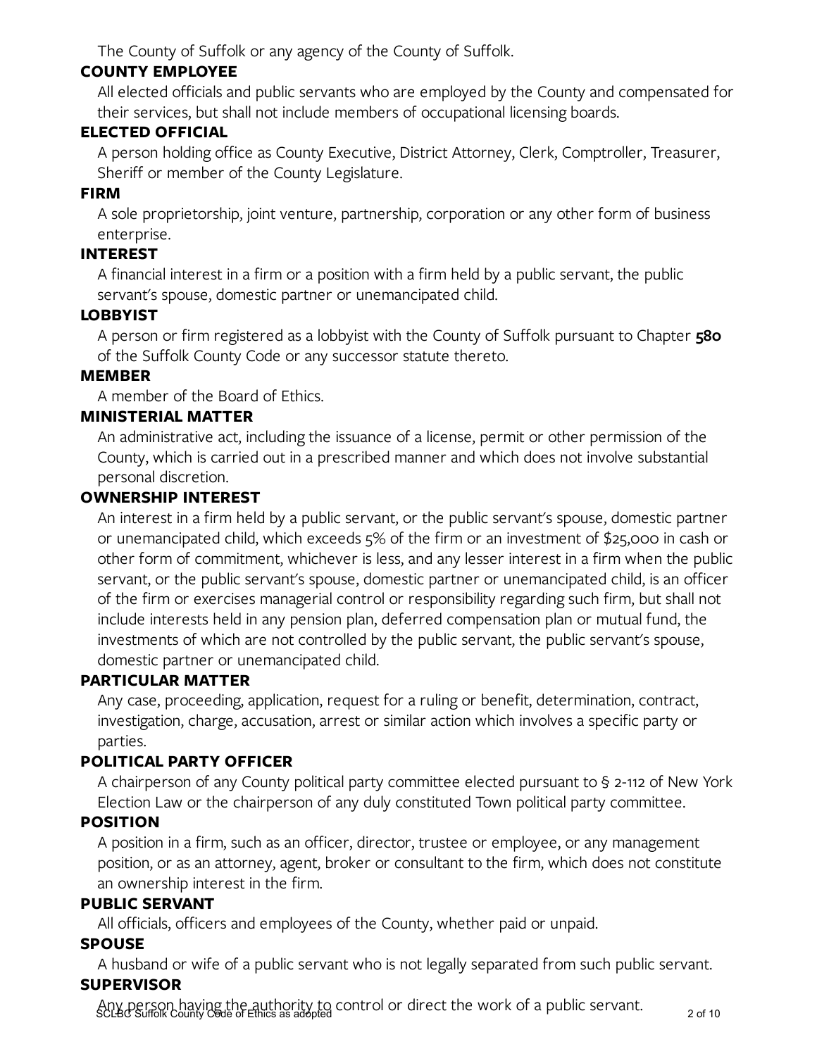The County of Suffolk or any agency of the County of Suffolk.

**COUNTY EMPLOYEE**

All elected officials and public servants who are employed by the County and compensated for their services, but shall not include members of occupational licensing boards.

**ELECTED OFFICIAL**

A person holding office as County Executive, District Attorney, Clerk, Comptroller, Treasurer, Sheriff or member of the County Legislature.

**FIRM**

A sole proprietorship, joint venture, partnership, corporation or any other form of business enterprise.

**INTEREST**

A financial interest in a firm or a position with a firm held by a public servant, the public servant's spouse, domestic partner or unemancipated child.

**LOBBYIST**

A person or firm registered as a lobbyist with the County of Suffolk pursuant to Chapter **580** of the Suffolk County Code or any successor statute thereto.

**MEMBER**

A member of the Board of Ethics.

**MINISTERIAL MATTER**

An administrative act, including the issuance of a license, permit or other permission of the County, which is carried out in a prescribed manner and which does not involve substantial personal discretion.

**OWNERSHIP INTEREST**

An interest in a firm held by a public servant, or the public servant's spouse, domestic partner or unemancipated child, which exceeds 5% of the firm or an investment of $25,000 in cash or other form of commitment, whichever is less, and any lesser interest in a firm when the public servant, or the public servant's spouse, domestic partner or unemancipated child, is an officer of the firm or exercises managerial control or responsibility regarding such firm, but shall not include interests held in any pension plan, deferred compensation plan or mutual fund, the investments of which are not controlled by the public servant, the public servant's spouse, domestic partner or unemancipated child.

**PARTICULAR MATTER**

Any case, proceeding, application, request for a ruling or benefit, determination, contract, investigation, charge, accusation, arrest or similar action which involves a specific party or parties.

**POLITICAL PARTY OFFICER**

A chairperson of any County political party committee elected pursuant to § 2-112 of New York Election Law or the chairperson of any duly constituted Town political party committee.

**POSITION**

A position in a firm, such as an officer, director, trustee or employee, or any management position, or as an attorney, agent, broker or consultant to the firm, which does not constitute an ownership interest in the firm.

**PUBLIC SERVANT**

All officials, officers and employees of the County, whether paid or unpaid.

**SPOUSE**

A husband or wife of a public servant who is not legally separated from such public servant.

**SUPERVISOR**

Any person having the authority to control or direct the work of a public servant.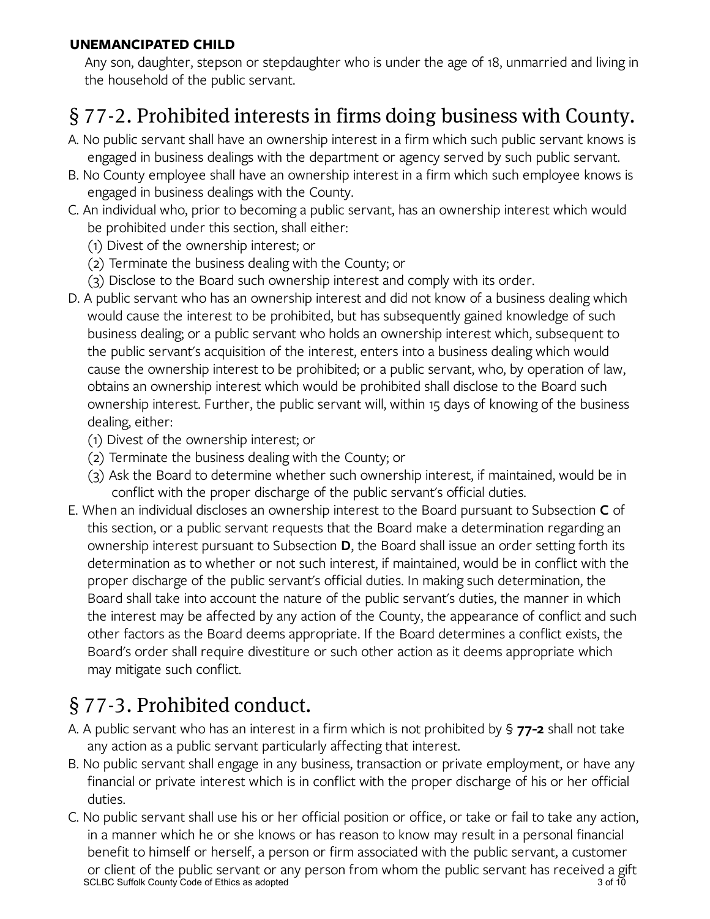**UNEMANCIPATED CHILD**

Any son, daughter, stepson or stepdaughter who is under the age of 18, unmarried and living in the household of the public servant.

## § 77-2. Prohibited interests in firms doing business with County.

A. No public servant shall have an ownership interest in a firm which such public servant knows is engaged in business dealings with the department or agency served by such public servant.

B. No County employee shall have an ownership interest in a firm which such employee knows is engaged in business dealings with the County.

C. An individual who, prior to becoming a public servant, has an ownership interest which would be prohibited under this section, shall either:

  (1) Divest of the ownership interest; or

  (2) Terminate the business dealing with the County; or

  (3) Disclose to the Board such ownership interest and comply with its order.

D. A public servant who has an ownership interest and did not know of a business dealing which would cause the interest to be prohibited, but has subsequently gained knowledge of such business dealing; or a public servant who holds an ownership interest which, subsequent to the public servant's acquisition of the interest, enters into a business dealing which would cause the ownership interest to be prohibited; or a public servant, who, by operation of law, obtains an ownership interest which would be prohibited shall disclose to the Board such ownership interest. Further, the public servant will, within 15 days of knowing of the business dealing, either:

  (1) Divest of the ownership interest; or

  (2) Terminate the business dealing with the County; or

  (3) Ask the Board to determine whether such ownership interest, if maintained, would be in conflict with the proper discharge of the public servant's official duties.

E. When an individual discloses an ownership interest to the Board pursuant to Subsection **C** of this section, or a public servant requests that the Board make a determination regarding an ownership interest pursuant to Subsection **D**, the Board shall issue an order setting forth its determination as to whether or not such interest, if maintained, would be in conflict with the proper discharge of the public servant's official duties. In making such determination, the Board shall take into account the nature of the public servant's duties, the manner in which the interest may be affected by any action of the County, the appearance of conflict and such other factors as the Board deems appropriate. If the Board determines a conflict exists, the Board's order shall require divestiture or such other action as it deems appropriate which may mitigate such conflict.

## § 77-3. Prohibited conduct.

A. A public servant who has an interest in a firm which is not prohibited by § **77-2** shall not take any action as a public servant particularly affecting that interest.

B. No public servant shall engage in any business, transaction or private employment, or have any financial or private interest which is in conflict with the proper discharge of his or her official duties.

C. No public servant shall use his or her official position or office, or take or fail to take any action, in a manner which he or she knows or has reason to know may result in a personal financial benefit to himself or herself, a person or firm associated with the public servant, a customer or client of the public servant or any person from whom the public servant has received a gift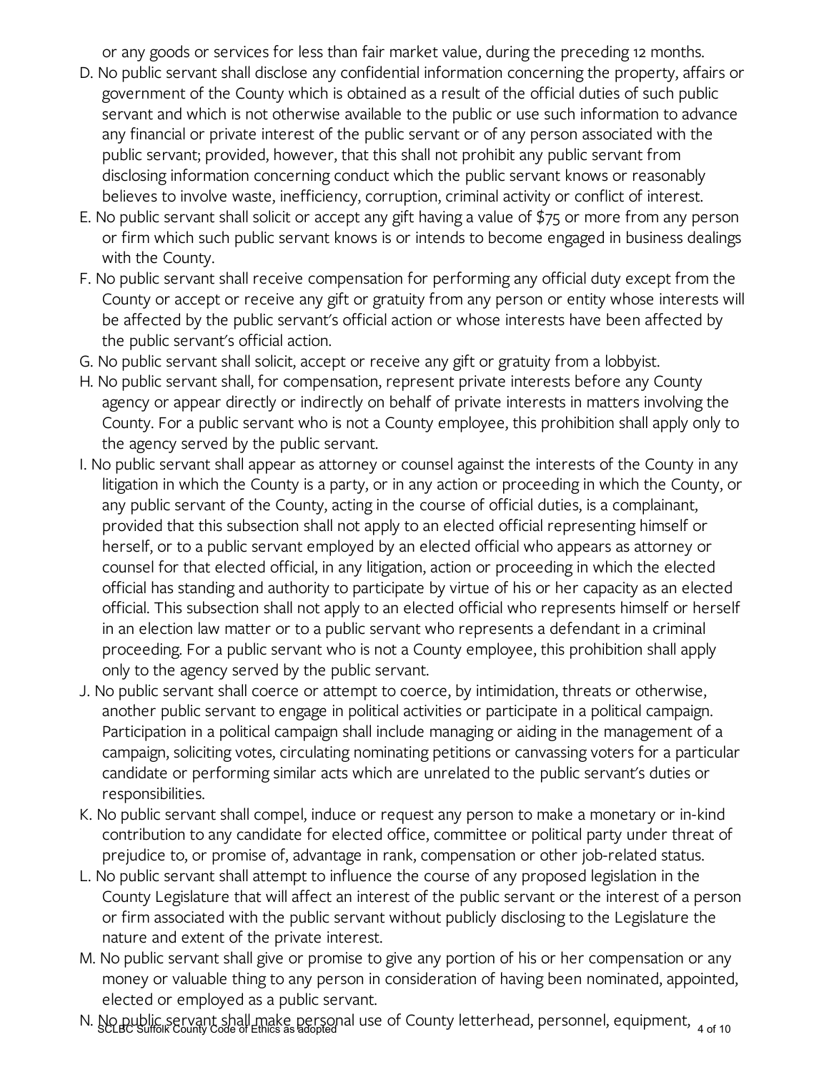or any goods or services for less than fair market value, during the preceding 12 months.

D. No public servant shall disclose any confidential information concerning the property, affairs or government of the County which is obtained as a result of the official duties of such public servant and which is not otherwise available to the public or use such information to advance any financial or private interest of the public servant or of any person associated with the public servant; provided, however, that this shall not prohibit any public servant from disclosing information concerning conduct which the public servant knows or reasonably believes to involve waste, inefficiency, corruption, criminal activity or conflict of interest.

E. No public servant shall solicit or accept any gift having a value of $75 or more from any person or firm which such public servant knows is or intends to become engaged in business dealings with the County.

F. No public servant shall receive compensation for performing any official duty except from the County or accept or receive any gift or gratuity from any person or entity whose interests will be affected by the public servant's official action or whose interests have been affected by the public servant's official action.

G. No public servant shall solicit, accept or receive any gift or gratuity from a lobbyist.

H. No public servant shall, for compensation, represent private interests before any County agency or appear directly or indirectly on behalf of private interests in matters involving the County. For a public servant who is not a County employee, this prohibition shall apply only to the agency served by the public servant.

I. No public servant shall appear as attorney or counsel against the interests of the County in any litigation in which the County is a party, or in any action or proceeding in which the County, or any public servant of the County, acting in the course of official duties, is a complainant, provided that this subsection shall not apply to an elected official representing himself or herself, or to a public servant employed by an elected official who appears as attorney or counsel for that elected official, in any litigation, action or proceeding in which the elected official has standing and authority to participate by virtue of his or her capacity as an elected official. This subsection shall not apply to an elected official who represents himself or herself in an election law matter or to a public servant who represents a defendant in a criminal proceeding. For a public servant who is not a County employee, this prohibition shall apply only to the agency served by the public servant.

J. No public servant shall coerce or attempt to coerce, by intimidation, threats or otherwise, another public servant to engage in political activities or participate in a political campaign. Participation in a political campaign shall include managing or aiding in the management of a campaign, soliciting votes, circulating nominating petitions or canvassing voters for a particular candidate or performing similar acts which are unrelated to the public servant's duties or responsibilities.

K. No public servant shall compel, induce or request any person to make a monetary or in-kind contribution to any candidate for elected office, committee or political party under threat of prejudice to, or promise of, advantage in rank, compensation or other job-related status.

L. No public servant shall attempt to influence the course of any proposed legislation in the County Legislature that will affect an interest of the public servant or the interest of a person or firm associated with the public servant without publicly disclosing to the Legislature the nature and extent of the private interest.

M. No public servant shall give or promise to give any portion of his or her compensation or any money or valuable thing to any person in consideration of having been nominated, appointed, elected or employed as a public servant.

N. No public servant shall make personal use of County letterhead, personnel, equipment,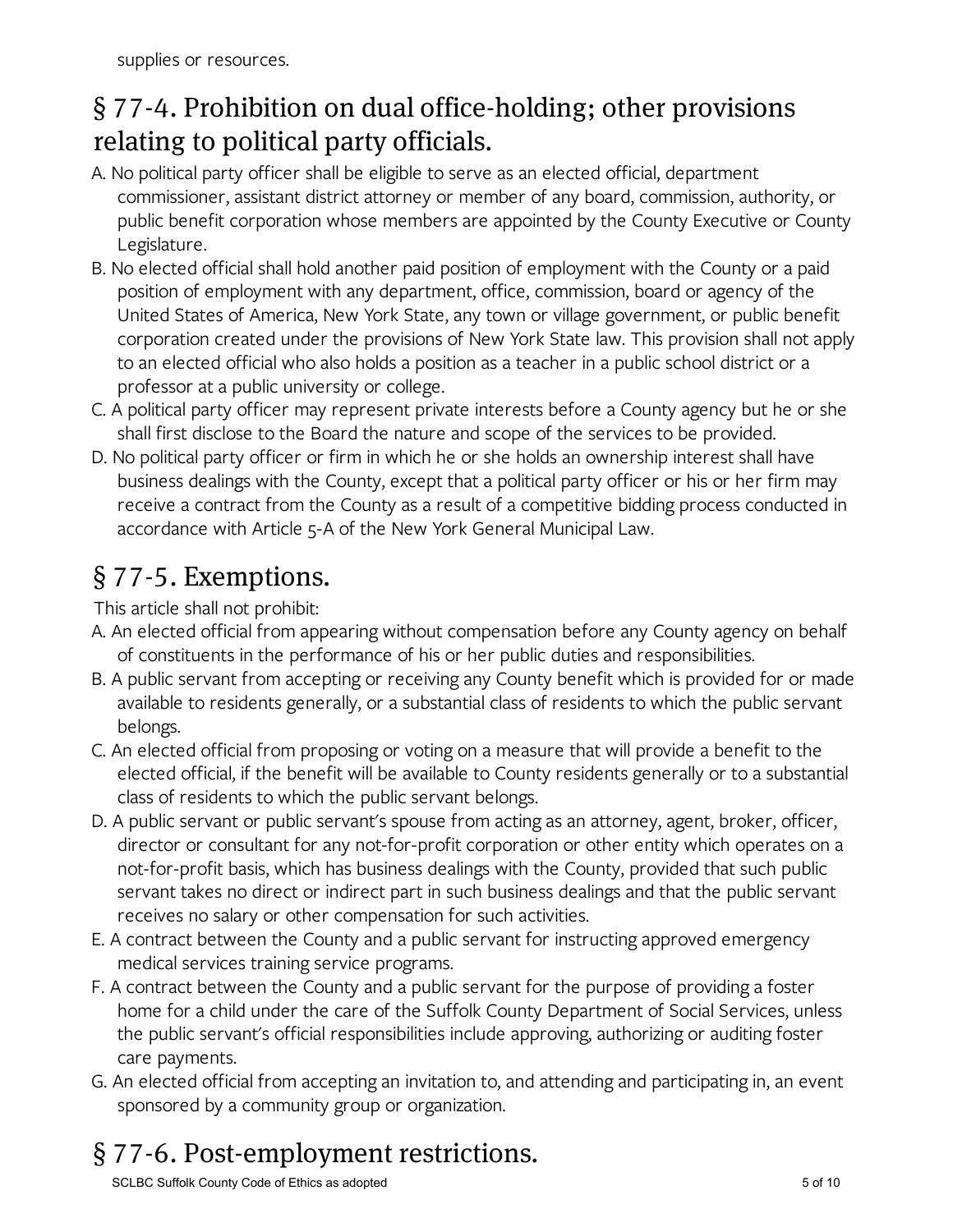supplies or resources.

## § 77-4. Prohibition on dual office-holding; other provisions relating to political party officials.

A. No political party officer shall be eligible to serve as an elected official, department commissioner, assistant district attorney or member of any board, commission, authority, or public benefit corporation whose members are appointed by the County Executive or County Legislature.

B. No elected official shall hold another paid position of employment with the County or a paid position of employment with any department, office, commission, board or agency of the United States of America, New York State, any town or village government, or public benefit corporation created under the provisions of New York State law. This provision shall not apply to an elected official who also holds a position as a teacher in a public school district or a professor at a public university or college.

C. A political party officer may represent private interests before a County agency but he or she shall first disclose to the Board the nature and scope of the services to be provided.

D. No political party officer or firm in which he or she holds an ownership interest shall have business dealings with the County, except that a political party officer or his or her firm may receive a contract from the County as a result of a competitive bidding process conducted in accordance with Article 5-A of the New York General Municipal Law.

## § 77-5. Exemptions.

This article shall not prohibit:

A. An elected official from appearing without compensation before any County agency on behalf of constituents in the performance of his or her public duties and responsibilities.

B. A public servant from accepting or receiving any County benefit which is provided for or made available to residents generally, or a substantial class of residents to which the public servant belongs.

C. An elected official from proposing or voting on a measure that will provide a benefit to the elected official, if the benefit will be available to County residents generally or to a substantial class of residents to which the public servant belongs.

D. A public servant or public servant's spouse from acting as an attorney, agent, broker, officer, director or consultant for any not-for-profit corporation or other entity which operates on a not-for-profit basis, which has business dealings with the County, provided that such public servant takes no direct or indirect part in such business dealings and that the public servant receives no salary or other compensation for such activities.

E. A contract between the County and a public servant for instructing approved emergency medical services training service programs.

F. A contract between the County and a public servant for the purpose of providing a foster home for a child under the care of the Suffolk County Department of Social Services, unless the public servant's official responsibilities include approving, authorizing or auditing foster care payments.

G. An elected official from accepting an invitation to, and attending and participating in, an event sponsored by a community group or organization.

## § 77-6. Post-employment restrictions.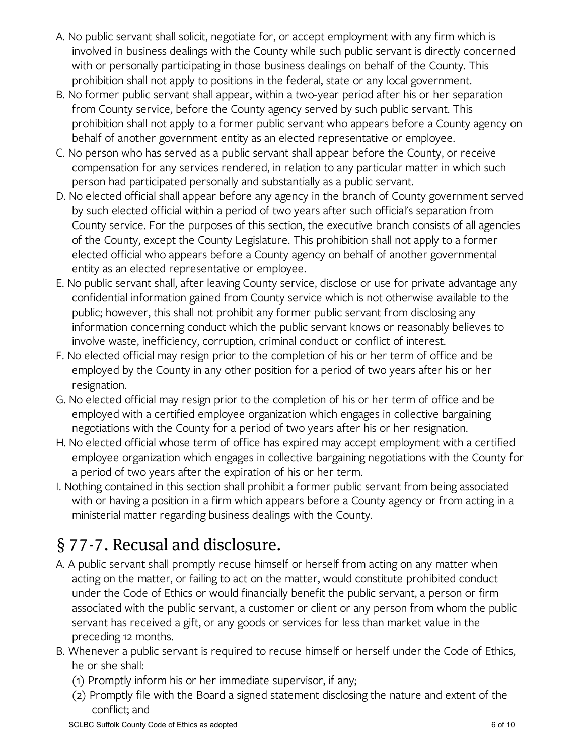A. No public servant shall solicit, negotiate for, or accept employment with any firm which is involved in business dealings with the County while such public servant is directly concerned with or personally participating in those business dealings on behalf of the County. This prohibition shall not apply to positions in the federal, state or any local government.

B. No former public servant shall appear, within a two-year period after his or her separation from County service, before the County agency served by such public servant. This prohibition shall not apply to a former public servant who appears before a County agency on behalf of another government entity as an elected representative or employee.

C. No person who has served as a public servant shall appear before the County, or receive compensation for any services rendered, in relation to any particular matter in which such person had participated personally and substantially as a public servant.

D. No elected official shall appear before any agency in the branch of County government served by such elected official within a period of two years after such official's separation from County service. For the purposes of this section, the executive branch consists of all agencies of the County, except the County Legislature. This prohibition shall not apply to a former elected official who appears before a County agency on behalf of another governmental entity as an elected representative or employee.

E. No public servant shall, after leaving County service, disclose or use for private advantage any confidential information gained from County service which is not otherwise available to the public; however, this shall not prohibit any former public servant from disclosing any information concerning conduct which the public servant knows or reasonably believes to involve waste, inefficiency, corruption, criminal conduct or conflict of interest.

F. No elected official may resign prior to the completion of his or her term of office and be employed by the County in any other position for a period of two years after his or her resignation.

G. No elected official may resign prior to the completion of his or her term of office and be employed with a certified employee organization which engages in collective bargaining negotiations with the County for a period of two years after his or her resignation.

H. No elected official whose term of office has expired may accept employment with a certified employee organization which engages in collective bargaining negotiations with the County for a period of two years after the expiration of his or her term.

I. Nothing contained in this section shall prohibit a former public servant from being associated with or having a position in a firm which appears before a County agency or from acting in a ministerial matter regarding business dealings with the County.

## § 77-7. Recusal and disclosure.

A. A public servant shall promptly recuse himself or herself from acting on any matter when acting on the matter, or failing to act on the matter, would constitute prohibited conduct under the Code of Ethics or would financially benefit the public servant, a person or firm associated with the public servant, a customer or client or any person from whom the public servant has received a gift, or any goods or services for less than market value in the preceding 12 months.

B. Whenever a public servant is required to recuse himself or herself under the Code of Ethics, he or she shall:

  (1) Promptly inform his or her immediate supervisor, if any;

  (2) Promptly file with the Board a signed statement disclosing the nature and extent of the conflict; and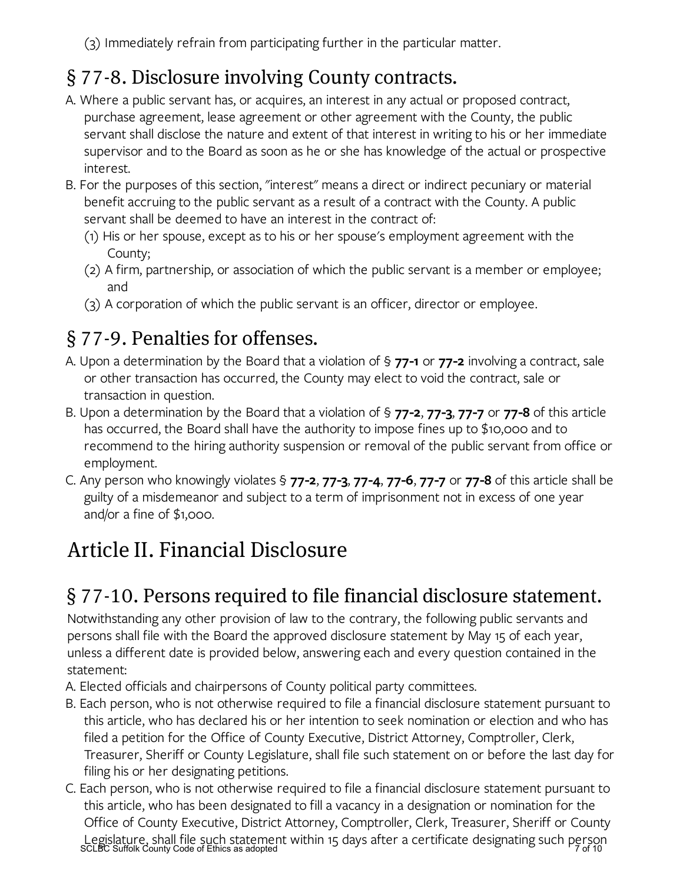(3) Immediately refrain from participating further in the particular matter.

## § 77-8. Disclosure involving County contracts.

A. Where a public servant has, or acquires, an interest in any actual or proposed contract, purchase agreement, lease agreement or other agreement with the County, the public servant shall disclose the nature and extent of that interest in writing to his or her immediate supervisor and to the Board as soon as he or she has knowledge of the actual or prospective interest.

B. For the purposes of this section, "interest" means a direct or indirect pecuniary or material benefit accruing to the public servant as a result of a contract with the County. A public servant shall be deemed to have an interest in the contract of:

(1) His or her spouse, except as to his or her spouse's employment agreement with the County;

(2) A firm, partnership, or association of which the public servant is a member or employee; and

(3) A corporation of which the public servant is an officer, director or employee.

## § 77-9. Penalties for offenses.

A. Upon a determination by the Board that a violation of § **77-1** or **77-2** involving a contract, sale or other transaction has occurred, the County may elect to void the contract, sale or transaction in question.

B. Upon a determination by the Board that a violation of § **77-2**, **77-3**, **77-7** or **77-8** of this article has occurred, the Board shall have the authority to impose fines up to $10,000 and to recommend to the hiring authority suspension or removal of the public servant from office or employment.

C. Any person who knowingly violates § **77-2**, **77-3**, **77-4**, **77-6**, **77-7** or **77-8** of this article shall be guilty of a misdemeanor and subject to a term of imprisonment not in excess of one year and/or a fine of $1,000.

# Article II. Financial Disclosure

## § 77-10. Persons required to file financial disclosure statement.

Notwithstanding any other provision of law to the contrary, the following public servants and persons shall file with the Board the approved disclosure statement by May 15 of each year, unless a different date is provided below, answering each and every question contained in the statement:

A. Elected officials and chairpersons of County political party committees.

B. Each person, who is not otherwise required to file a financial disclosure statement pursuant to this article, who has declared his or her intention to seek nomination or election and who has filed a petition for the Office of County Executive, District Attorney, Comptroller, Clerk, Treasurer, Sheriff or County Legislature, shall file such statement on or before the last day for filing his or her designating petitions.

C. Each person, who is not otherwise required to file a financial disclosure statement pursuant to this article, who has been designated to fill a vacancy in a designation or nomination for the Office of County Executive, District Attorney, Comptroller, Clerk, Treasurer, Sheriff or County Legislature, shall file such statement within 15 days after a certificate designating such person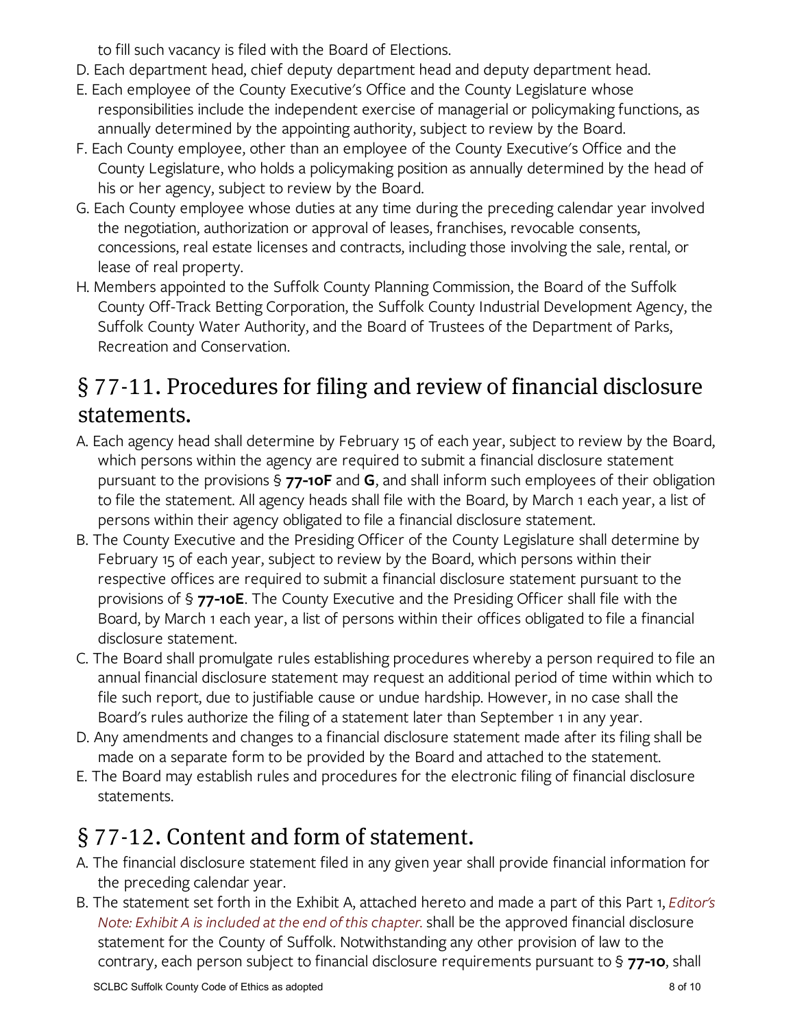to fill such vacancy is filed with the Board of Elections.

D. Each department head, chief deputy department head and deputy department head.

E. Each employee of the County Executive's Office and the County Legislature whose responsibilities include the independent exercise of managerial or policymaking functions, as annually determined by the appointing authority, subject to review by the Board.

F. Each County employee, other than an employee of the County Executive's Office and the County Legislature, who holds a policymaking position as annually determined by the head of his or her agency, subject to review by the Board.

G. Each County employee whose duties at any time during the preceding calendar year involved the negotiation, authorization or approval of leases, franchises, revocable consents, concessions, real estate licenses and contracts, including those involving the sale, rental, or lease of real property.

H. Members appointed to the Suffolk County Planning Commission, the Board of the Suffolk County Off-Track Betting Corporation, the Suffolk County Industrial Development Agency, the Suffolk County Water Authority, and the Board of Trustees of the Department of Parks, Recreation and Conservation.

## § 77-11. Procedures for filing and review of financial disclosure statements.

A. Each agency head shall determine by February 15 of each year, subject to review by the Board, which persons within the agency are required to submit a financial disclosure statement pursuant to the provisions § **77-10F** and **G**, and shall inform such employees of their obligation to file the statement. All agency heads shall file with the Board, by March 1 each year, a list of persons within their agency obligated to file a financial disclosure statement.

B. The County Executive and the Presiding Officer of the County Legislature shall determine by February 15 of each year, subject to review by the Board, which persons within their respective offices are required to submit a financial disclosure statement pursuant to the provisions of § **77-10E**. The County Executive and the Presiding Officer shall file with the Board, by March 1 each year, a list of persons within their offices obligated to file a financial disclosure statement.

C. The Board shall promulgate rules establishing procedures whereby a person required to file an annual financial disclosure statement may request an additional period of time within which to file such report, due to justifiable cause or undue hardship. However, in no case shall the Board's rules authorize the filing of a statement later than September 1 in any year.

D. Any amendments and changes to a financial disclosure statement made after its filing shall be made on a separate form to be provided by the Board and attached to the statement.

E. The Board may establish rules and procedures for the electronic filing of financial disclosure statements.

## § 77-12. Content and form of statement.

A. The financial disclosure statement filed in any given year shall provide financial information for the preceding calendar year.

B. The statement set forth in the Exhibit A, attached hereto and made a part of this Part 1, *Editor's Note: Exhibit A is included at the end of this chapter.* shall be the approved financial disclosure statement for the County of Suffolk. Notwithstanding any other provision of law to the contrary, each person subject to financial disclosure requirements pursuant to § **77-10**, shall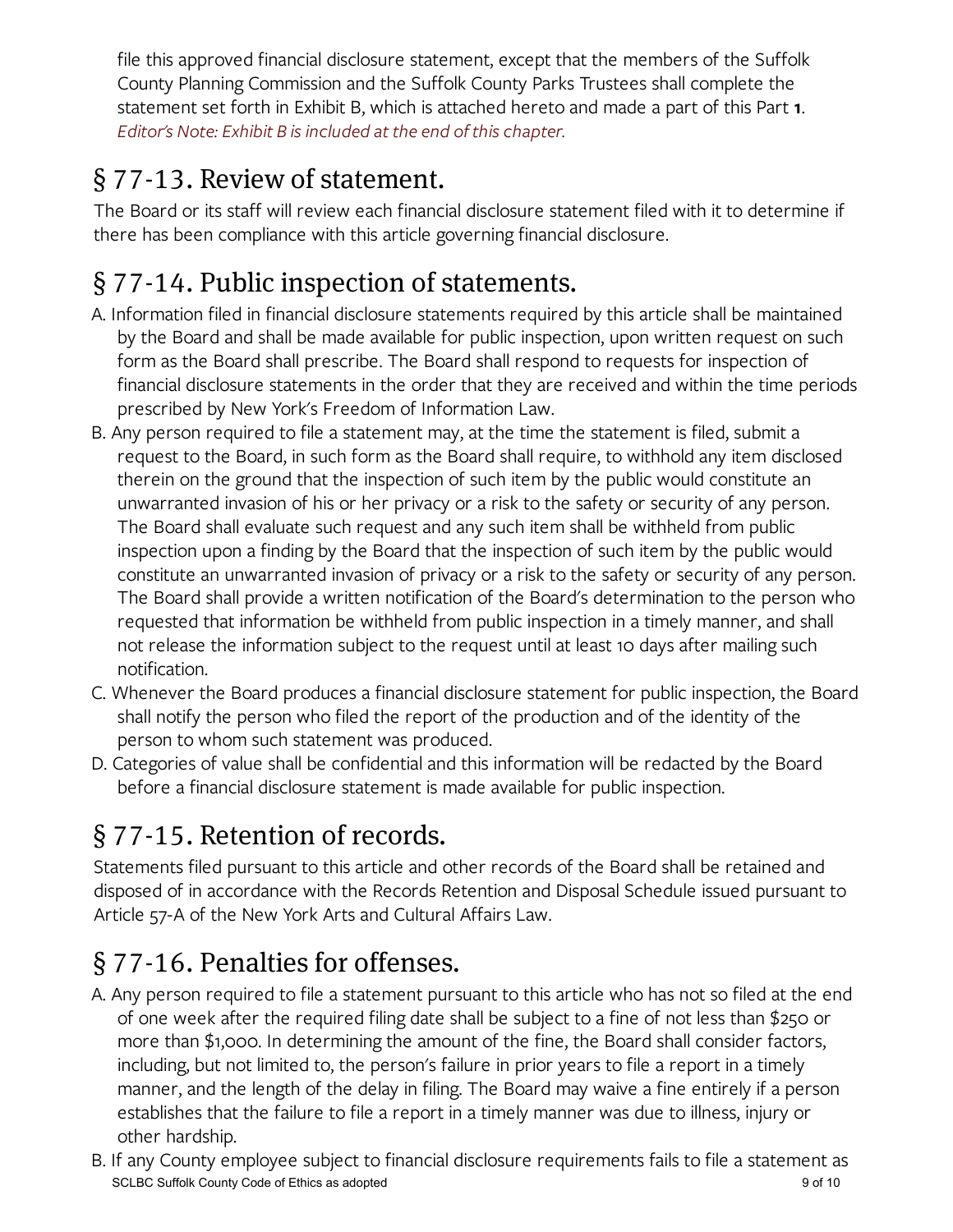file this approved financial disclosure statement, except that the members of the Suffolk County Planning Commission and the Suffolk County Parks Trustees shall complete the statement set forth in Exhibit B, which is attached hereto and made a part of this Part **1**. *Editor's Note: Exhibit B is included at the end of this chapter.*

## § 77-13. Review of statement.

The Board or its staff will review each financial disclosure statement filed with it to determine if there has been compliance with this article governing financial disclosure.

## § 77-14. Public inspection of statements.

A. Information filed in financial disclosure statements required by this article shall be maintained by the Board and shall be made available for public inspection, upon written request on such form as the Board shall prescribe. The Board shall respond to requests for inspection of financial disclosure statements in the order that they are received and within the time periods prescribed by New York's Freedom of Information Law.

B. Any person required to file a statement may, at the time the statement is filed, submit a request to the Board, in such form as the Board shall require, to withhold any item disclosed therein on the ground that the inspection of such item by the public would constitute an unwarranted invasion of his or her privacy or a risk to the safety or security of any person. The Board shall evaluate such request and any such item shall be withheld from public inspection upon a finding by the Board that the inspection of such item by the public would constitute an unwarranted invasion of privacy or a risk to the safety or security of any person. The Board shall provide a written notification of the Board's determination to the person who requested that information be withheld from public inspection in a timely manner, and shall not release the information subject to the request until at least 10 days after mailing such notification.

C. Whenever the Board produces a financial disclosure statement for public inspection, the Board shall notify the person who filed the report of the production and of the identity of the person to whom such statement was produced.

D. Categories of value shall be confidential and this information will be redacted by the Board before a financial disclosure statement is made available for public inspection.

## § 77-15. Retention of records.

Statements filed pursuant to this article and other records of the Board shall be retained and disposed of in accordance with the Records Retention and Disposal Schedule issued pursuant to Article 57-A of the New York Arts and Cultural Affairs Law.

## § 77-16. Penalties for offenses.

A. Any person required to file a statement pursuant to this article who has not so filed at the end of one week after the required filing date shall be subject to a fine of not less than $250 or more than $1,000. In determining the amount of the fine, the Board shall consider factors, including, but not limited to, the person's failure in prior years to file a report in a timely manner, and the length of the delay in filing. The Board may waive a fine entirely if a person establishes that the failure to file a report in a timely manner was due to illness, injury or other hardship.

B. If any County employee subject to financial disclosure requirements fails to file a statement as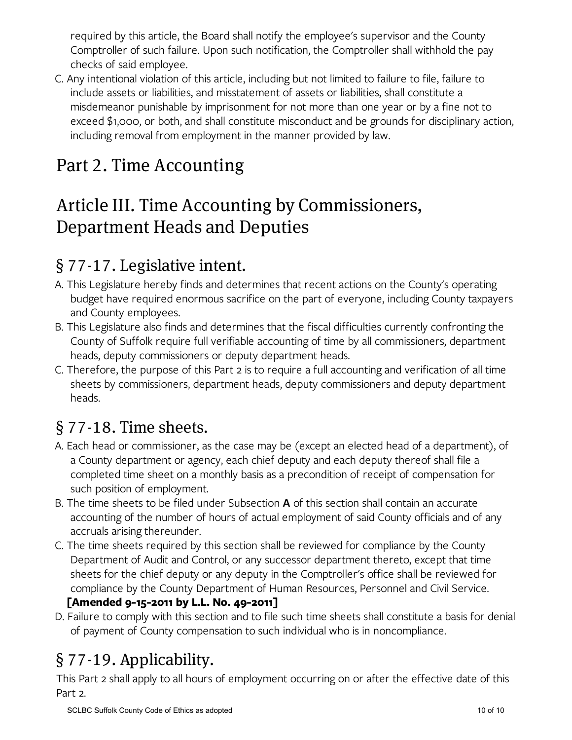required by this article, the Board shall notify the employee's supervisor and the County Comptroller of such failure. Upon such notification, the Comptroller shall withhold the pay checks of said employee.

C. Any intentional violation of this article, including but not limited to failure to file, failure to include assets or liabilities, and misstatement of assets or liabilities, shall constitute a misdemeanor punishable by imprisonment for not more than one year or by a fine not to exceed $1,000, or both, and shall constitute misconduct and be grounds for disciplinary action, including removal from employment in the manner provided by law.

# Part 2. Time Accounting

# Article III. Time Accounting by Commissioners, Department Heads and Deputies

## § 77-17. Legislative intent.

A. This Legislature hereby finds and determines that recent actions on the County's operating budget have required enormous sacrifice on the part of everyone, including County taxpayers and County employees.

B. This Legislature also finds and determines that the fiscal difficulties currently confronting the County of Suffolk require full verifiable accounting of time by all commissioners, department heads, deputy commissioners or deputy department heads.

C. Therefore, the purpose of this Part 2 is to require a full accounting and verification of all time sheets by commissioners, department heads, deputy commissioners and deputy department heads.

## § 77-18. Time sheets.

A. Each head or commissioner, as the case may be (except an elected head of a department), of a County department or agency, each chief deputy and each deputy thereof shall file a completed time sheet on a monthly basis as a precondition of receipt of compensation for such position of employment.

B. The time sheets to be filed under Subsection **A** of this section shall contain an accurate accounting of the number of hours of actual employment of said County officials and of any accruals arising thereunder.

C. The time sheets required by this section shall be reviewed for compliance by the County Department of Audit and Control, or any successor department thereto, except that time sheets for the chief deputy or any deputy in the Comptroller's office shall be reviewed for compliance by the County Department of Human Resources, Personnel and Civil Service. **[Amended 9-15-2011 by L.L. No. 49-2011]**

D. Failure to comply with this section and to file such time sheets shall constitute a basis for denial of payment of County compensation to such individual who is in noncompliance.

## § 77-19. Applicability.

This Part 2 shall apply to all hours of employment occurring on or after the effective date of this Part 2.